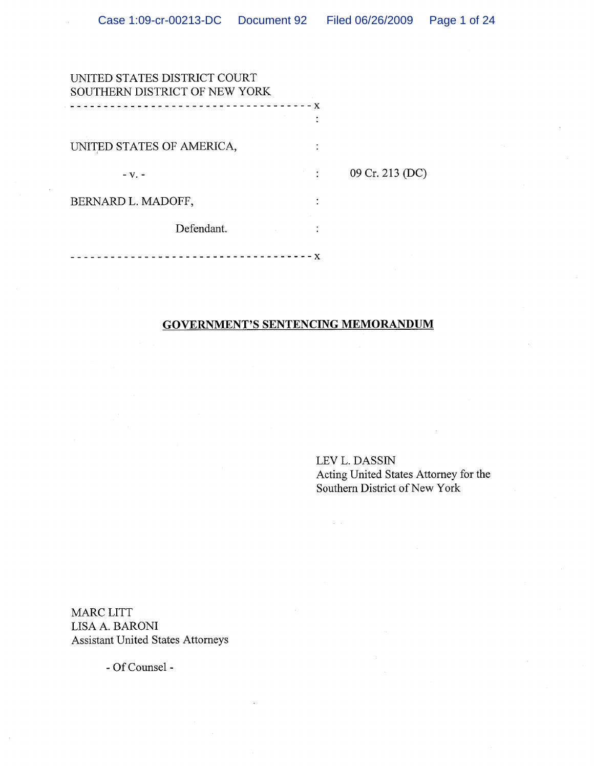UNITED STATES DISTRICT COURT
SOUTHERN DISTRICT OF NEW YORK

- - - - - - - - - - - - - - - - - - - - - - - - - - - - - - - - - - - x

UNITED STATES OF AMERICA,

- v. -

BERNARD L. MADOFF,

Defendant.

09 Cr. 213 (DC)

- - - - - - - - - - - - - - - - - - - - - - - - - - - - - - - - - - - x

**GOVERNMENT'S SENTENCING MEMORANDUM**

LEV L. DASSIN
Acting United States Attorney for the
Southern District of New York

MARC LITT
LISA A. BARONI
Assistant United States Attorneys

- Of Counsel -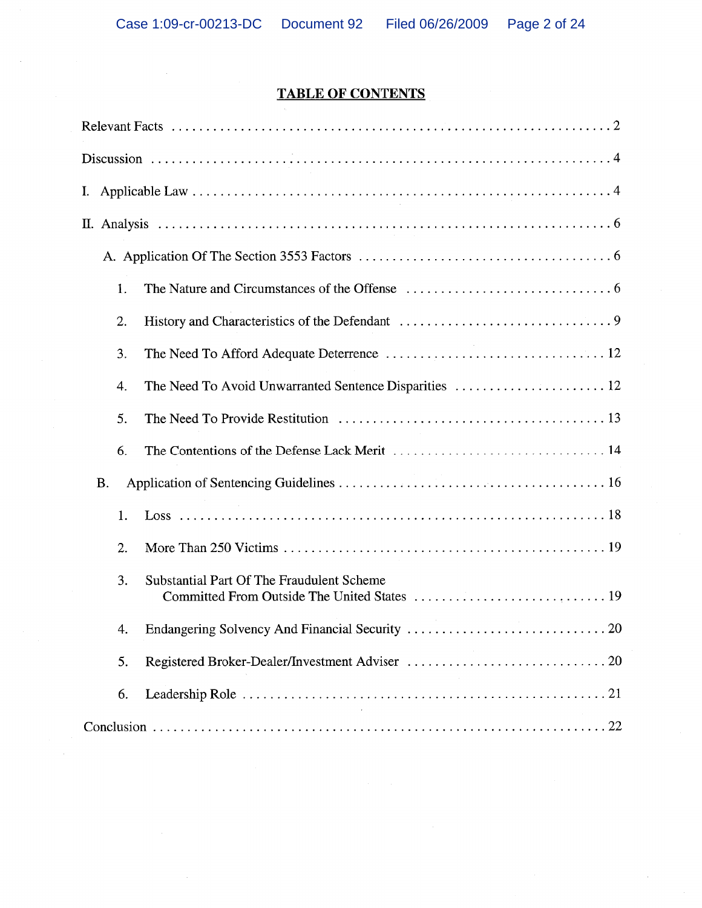## TABLE OF CONTENTS

Relevant Facts . . . . . . . . . . . . . . . . . . . . . . . . . . . . . . . . . . . . . . . . . . . . . . . . . . . . . . . . . . . . 2

Discussion . . . . . . . . . . . . . . . . . . . . . . . . . . . . . . . . . . . . . . . . . . . . . . . . . . . . . . . . . . . . . . 4

I. Applicable Law . . . . . . . . . . . . . . . . . . . . . . . . . . . . . . . . . . . . . . . . . . . . . . . . . . . . . . . . . . 4

II. Analysis . . . . . . . . . . . . . . . . . . . . . . . . . . . . . . . . . . . . . . . . . . . . . . . . . . . . . . . . . . . . . . 6

A. Application Of The Section 3553 Factors . . . . . . . . . . . . . . . . . . . . . . . . . . . . . . . . . . . . 6

1. The Nature and Circumstances of the Offense . . . . . . . . . . . . . . . . . . . . . . . . . . . . . . 6

2. History and Characteristics of the Defendant . . . . . . . . . . . . . . . . . . . . . . . . . . . . . . . 9

3. The Need To Afford Adequate Deterrence . . . . . . . . . . . . . . . . . . . . . . . . . . . . . . . . 12

4. The Need To Avoid Unwarranted Sentence Disparities . . . . . . . . . . . . . . . . . . . . . . . 12

5. The Need To Provide Restitution . . . . . . . . . . . . . . . . . . . . . . . . . . . . . . . . . . . . . . 13

6. The Contentions of the Defense Lack Merit . . . . . . . . . . . . . . . . . . . . . . . . . . . . . . . 14

B. Application of Sentencing Guidelines . . . . . . . . . . . . . . . . . . . . . . . . . . . . . . . . . . . . . . 16

1. Loss . . . . . . . . . . . . . . . . . . . . . . . . . . . . . . . . . . . . . . . . . . . . . . . . . . . . . . . . . . . . 18

2. More Than 250 Victims . . . . . . . . . . . . . . . . . . . . . . . . . . . . . . . . . . . . . . . . . . . . . 19

3. Substantial Part Of The Fraudulent Scheme Committed From Outside The United States . . . . . . . . . . . . . . . . . . . . . . . . . . . 19

4. Endangering Solvency And Financial Security . . . . . . . . . . . . . . . . . . . . . . . . . . . . . 20

5. Registered Broker-Dealer/Investment Adviser . . . . . . . . . . . . . . . . . . . . . . . . . . . . . 20

6. Leadership Role . . . . . . . . . . . . . . . . . . . . . . . . . . . . . . . . . . . . . . . . . . . . . . . . . . . 21

Conclusion . . . . . . . . . . . . . . . . . . . . . . . . . . . . . . . . . . . . . . . . . . . . . . . . . . . . . . . . . . . . . . 22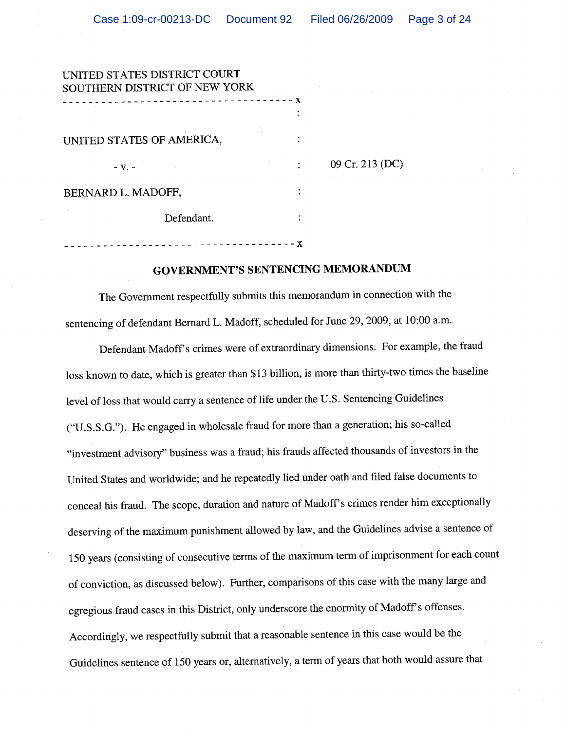UNITED STATES DISTRICT COURT
SOUTHERN DISTRICT OF NEW YORK

| | | |
|---|---|---|
| UNITED STATES OF AMERICA, | : | |
| - v. - | : | 09 Cr. 213 (DC) |
| BERNARD L. MADOFF, | : | |
| Defendant. | : | |

## GOVERNMENT'S SENTENCING MEMORANDUM

The Government respectfully submits this memorandum in connection with the sentencing of defendant Bernard L. Madoff, scheduled for June 29, 2009, at 10:00 a.m.

Defendant Madoff's crimes were of extraordinary dimensions. For example, the fraud loss known to date, which is greater than $13 billion, is more than thirty-two times the baseline level of loss that would carry a sentence of life under the U.S. Sentencing Guidelines ("U.S.S.G."). He engaged in wholesale fraud for more than a generation; his so-called "investment advisory" business was a fraud; his frauds affected thousands of investors in the United States and worldwide; and he repeatedly lied under oath and filed false documents to conceal his fraud. The scope, duration and nature of Madoff's crimes render him exceptionally deserving of the maximum punishment allowed by law, and the Guidelines advise a sentence of 150 years (consisting of consecutive terms of the maximum term of imprisonment for each count of conviction, as discussed below). Further, comparisons of this case with the many large and egregious fraud cases in this District, only underscore the enormity of Madoff's offenses. Accordingly, we respectfully submit that a reasonable sentence in this case would be the Guidelines sentence of 150 years or, alternatively, a term of years that both would assure that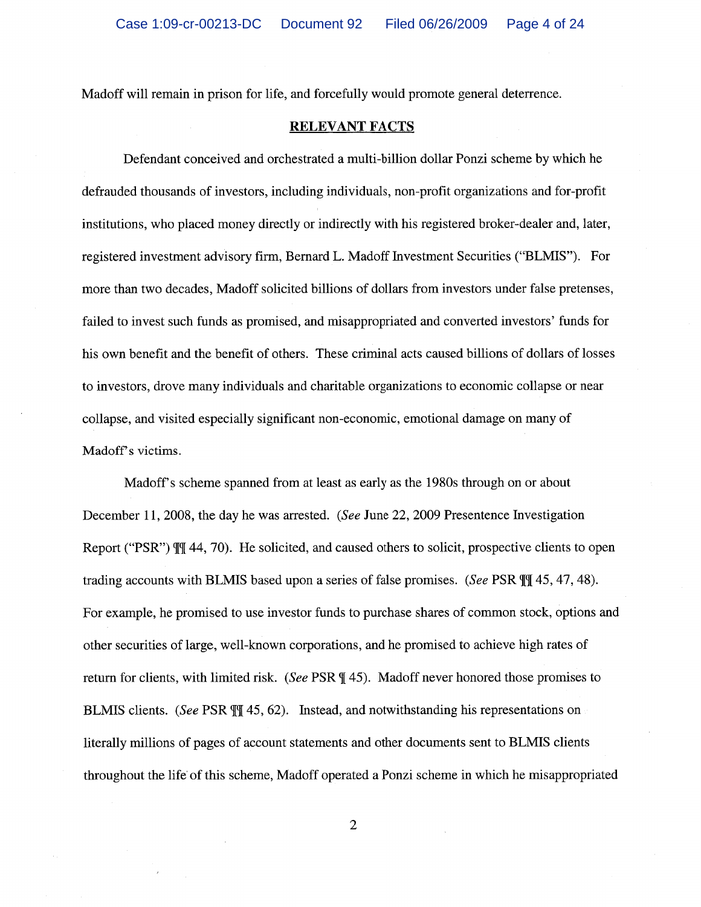Madoff will remain in prison for life, and forcefully would promote general deterrence.

## RELEVANT FACTS

Defendant conceived and orchestrated a multi-billion dollar Ponzi scheme by which he defrauded thousands of investors, including individuals, non-profit organizations and for-profit institutions, who placed money directly or indirectly with his registered broker-dealer and, later, registered investment advisory firm, Bernard L. Madoff Investment Securities ("BLMIS"). For more than two decades, Madoff solicited billions of dollars from investors under false pretenses, failed to invest such funds as promised, and misappropriated and converted investors' funds for his own benefit and the benefit of others. These criminal acts caused billions of dollars of losses to investors, drove many individuals and charitable organizations to economic collapse or near collapse, and visited especially significant non-economic, emotional damage on many of Madoff's victims.

Madoff's scheme spanned from at least as early as the 1980s through on or about December 11, 2008, the day he was arrested. (*See* June 22, 2009 Presentence Investigation Report ("PSR") ¶¶ 44, 70). He solicited, and caused others to solicit, prospective clients to open trading accounts with BLMIS based upon a series of false promises. (*See* PSR ¶¶ 45, 47, 48). For example, he promised to use investor funds to purchase shares of common stock, options and other securities of large, well-known corporations, and he promised to achieve high rates of return for clients, with limited risk. (*See* PSR ¶ 45). Madoff never honored those promises to BLMIS clients. (*See* PSR ¶¶ 45, 62). Instead, and notwithstanding his representations on literally millions of pages of account statements and other documents sent to BLMIS clients throughout the life of this scheme, Madoff operated a Ponzi scheme in which he misappropriated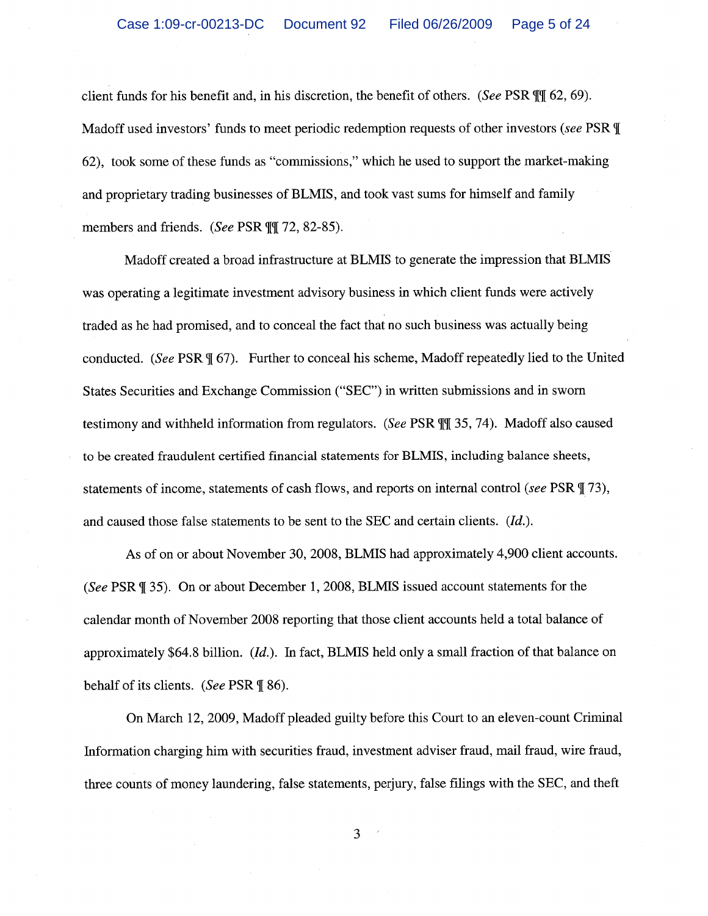client funds for his benefit and, in his discretion, the benefit of others. (*See* PSR ¶¶ 62, 69). Madoff used investors' funds to meet periodic redemption requests of other investors (*see* PSR ¶ 62), took some of these funds as "commissions," which he used to support the market-making and proprietary trading businesses of BLMIS, and took vast sums for himself and family members and friends. (*See* PSR ¶¶ 72, 82-85).

Madoff created a broad infrastructure at BLMIS to generate the impression that BLMIS was operating a legitimate investment advisory business in which client funds were actively traded as he had promised, and to conceal the fact that no such business was actually being conducted. (*See* PSR ¶ 67). Further to conceal his scheme, Madoff repeatedly lied to the United States Securities and Exchange Commission ("SEC") in written submissions and in sworn testimony and withheld information from regulators. (*See* PSR ¶¶ 35, 74). Madoff also caused to be created fraudulent certified financial statements for BLMIS, including balance sheets, statements of income, statements of cash flows, and reports on internal control (*see* PSR ¶ 73), and caused those false statements to be sent to the SEC and certain clients. (*Id.*).

As of on or about November 30, 2008, BLMIS had approximately 4,900 client accounts. (*See* PSR ¶ 35). On or about December 1, 2008, BLMIS issued account statements for the calendar month of November 2008 reporting that those client accounts held a total balance of approximately $64.8 billion. (*Id.*). In fact, BLMIS held only a small fraction of that balance on behalf of its clients. (*See* PSR ¶ 86).

On March 12, 2009, Madoff pleaded guilty before this Court to an eleven-count Criminal Information charging him with securities fraud, investment adviser fraud, mail fraud, wire fraud, three counts of money laundering, false statements, perjury, false filings with the SEC, and theft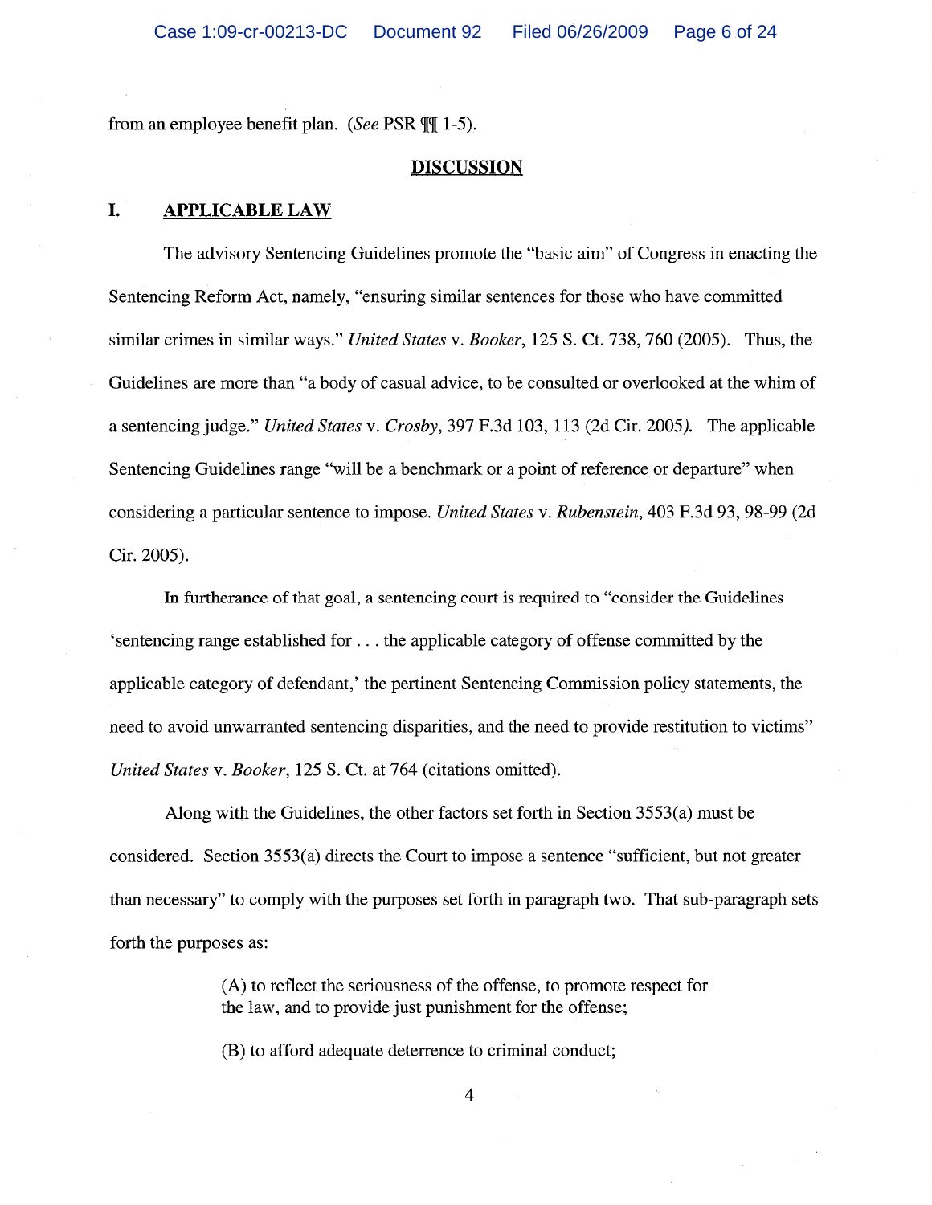from an employee benefit plan. (*See* PSR ¶¶ 1-5).

**DISCUSSION**

## I. APPLICABLE LAW

The advisory Sentencing Guidelines promote the "basic aim" of Congress in enacting the Sentencing Reform Act, namely, "ensuring similar sentences for those who have committed similar crimes in similar ways." *United States* v. *Booker*, 125 S. Ct. 738, 760 (2005). Thus, the Guidelines are more than "a body of casual advice, to be consulted or overlooked at the whim of a sentencing judge." *United States* v. *Crosby*, 397 F.3d 103, 113 (2d Cir. 2005). The applicable Sentencing Guidelines range "will be a benchmark or a point of reference or departure" when considering a particular sentence to impose. *United States* v. *Rubenstein*, 403 F.3d 93, 98-99 (2d Cir. 2005).

In furtherance of that goal, a sentencing court is required to "consider the Guidelines 'sentencing range established for . . . the applicable category of offense committed by the applicable category of defendant,' the pertinent Sentencing Commission policy statements, the need to avoid unwarranted sentencing disparities, and the need to provide restitution to victims" *United States* v. *Booker*, 125 S. Ct. at 764 (citations omitted).

Along with the Guidelines, the other factors set forth in Section 3553(a) must be considered. Section 3553(a) directs the Court to impose a sentence "sufficient, but not greater than necessary" to comply with the purposes set forth in paragraph two. That sub-paragraph sets forth the purposes as:

> (A) to reflect the seriousness of the offense, to promote respect for the law, and to provide just punishment for the offense;
>
> (B) to afford adequate deterrence to criminal conduct;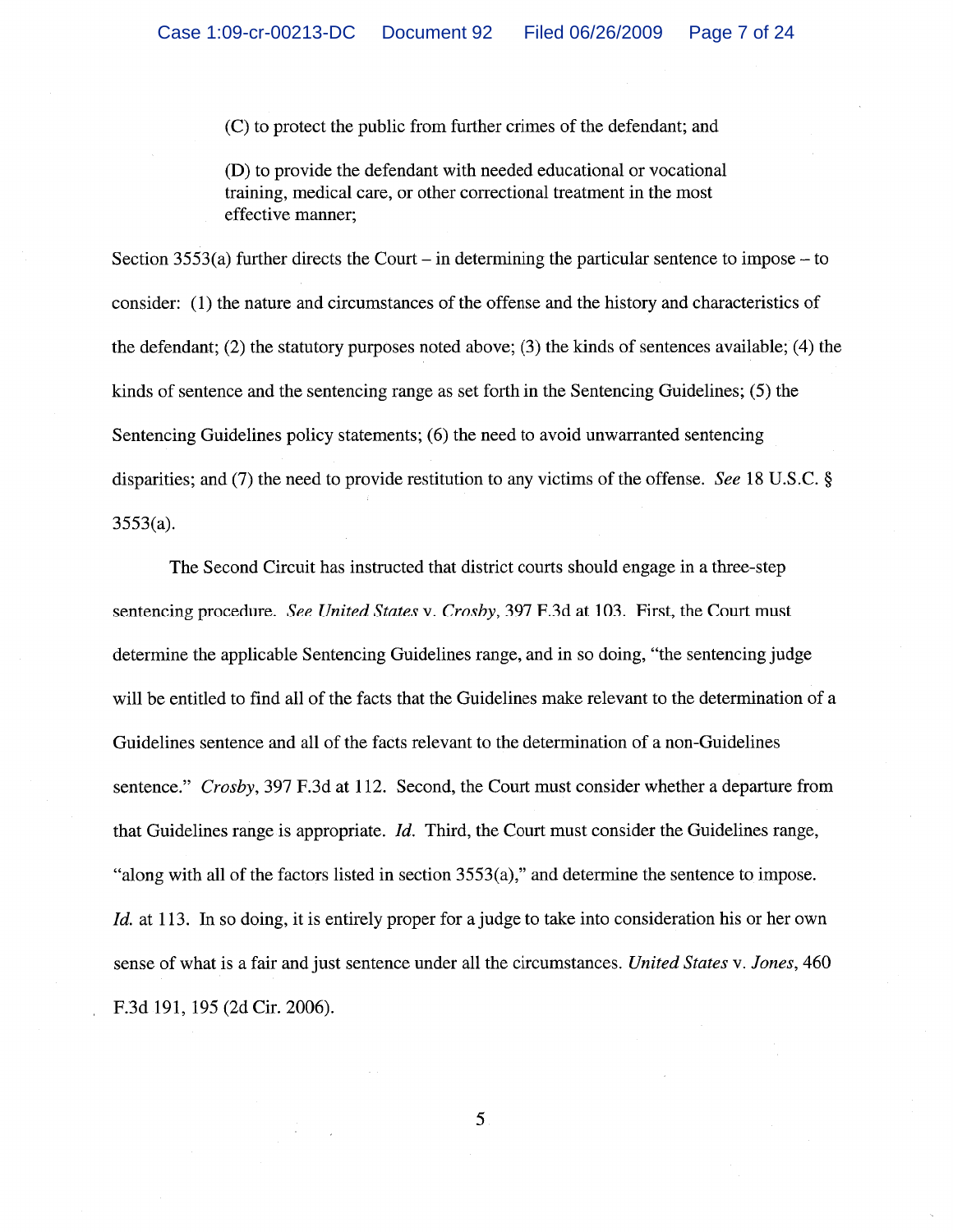> (C) to protect the public from further crimes of the defendant; and
>
> (D) to provide the defendant with needed educational or vocational training, medical care, or other correctional treatment in the most effective manner;

Section 3553(a) further directs the Court – in determining the particular sentence to impose – to consider: (1) the nature and circumstances of the offense and the history and characteristics of the defendant; (2) the statutory purposes noted above; (3) the kinds of sentences available; (4) the kinds of sentence and the sentencing range as set forth in the Sentencing Guidelines; (5) the Sentencing Guidelines policy statements; (6) the need to avoid unwarranted sentencing disparities; and (7) the need to provide restitution to any victims of the offense. *See* 18 U.S.C. § 3553(a).

The Second Circuit has instructed that district courts should engage in a three-step sentencing procedure. *See United States* v. *Crosby*, 397 F.3d at 103. First, the Court must determine the applicable Sentencing Guidelines range, and in so doing, "the sentencing judge will be entitled to find all of the facts that the Guidelines make relevant to the determination of a Guidelines sentence and all of the facts relevant to the determination of a non-Guidelines sentence." *Crosby*, 397 F.3d at 112. Second, the Court must consider whether a departure from that Guidelines range is appropriate. *Id.* Third, the Court must consider the Guidelines range, "along with all of the factors listed in section 3553(a)," and determine the sentence to impose. *Id.* at 113. In so doing, it is entirely proper for a judge to take into consideration his or her own sense of what is a fair and just sentence under all the circumstances. *United States* v. *Jones*, 460 F.3d 191, 195 (2d Cir. 2006).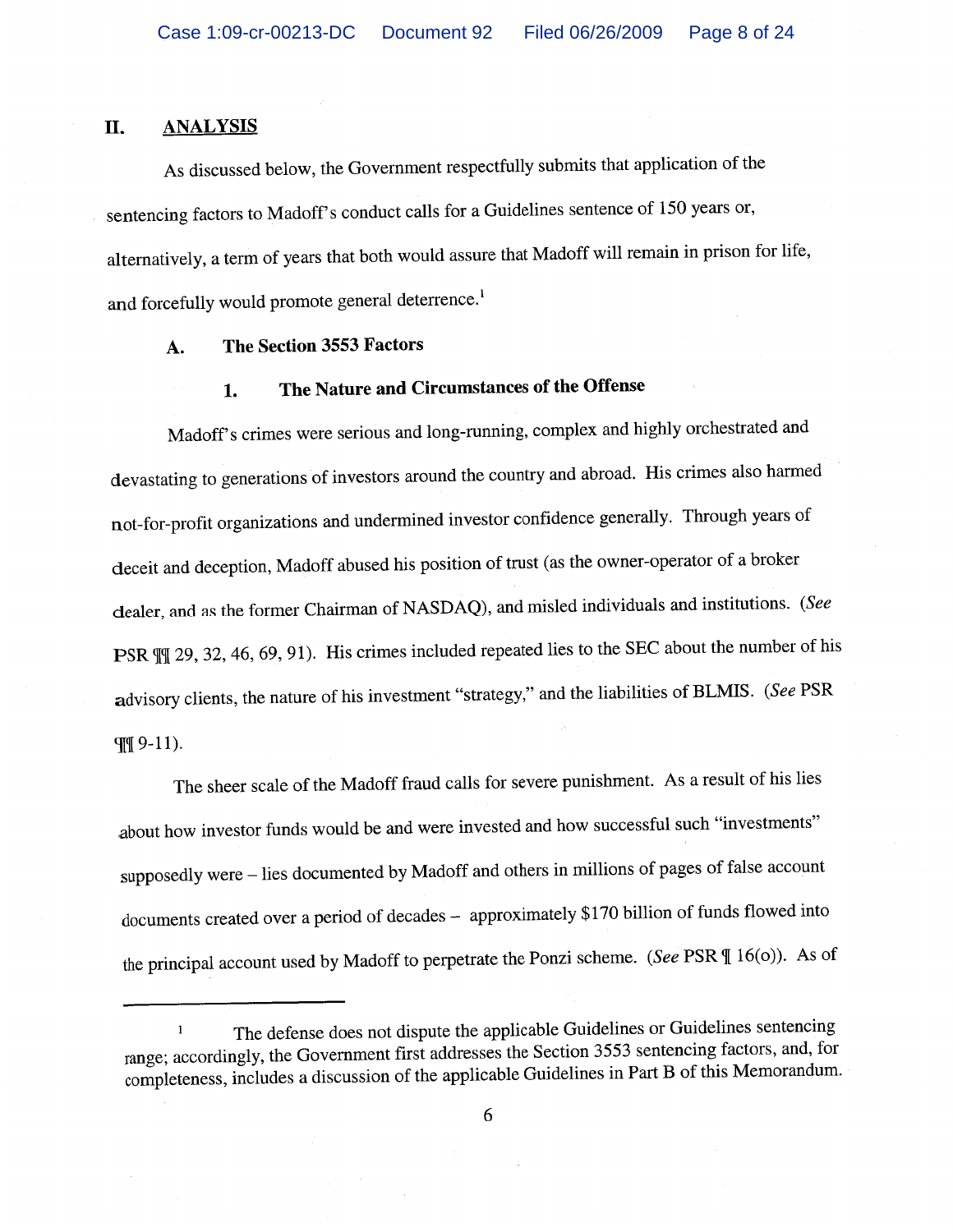## II. ANALYSIS

As discussed below, the Government respectfully submits that application of the sentencing factors to Madoff's conduct calls for a Guidelines sentence of 150 years or, alternatively, a term of years that both would assure that Madoff will remain in prison for life, and forcefully would promote general deterrence.[1]

### A. The Section 3553 Factors

#### 1. The Nature and Circumstances of the Offense

Madoff's crimes were serious and long-running, complex and highly orchestrated and devastating to generations of investors around the country and abroad. His crimes also harmed not-for-profit organizations and undermined investor confidence generally. Through years of deceit and deception, Madoff abused his position of trust (as the owner-operator of a broker dealer, and as the former Chairman of NASDAQ), and misled individuals and institutions. (*See* PSR ¶¶ 29, 32, 46, 69, 91). His crimes included repeated lies to the SEC about the number of his advisory clients, the nature of his investment "strategy," and the liabilities of BLMIS. (*See* PSR ¶¶ 9-11).

The sheer scale of the Madoff fraud calls for severe punishment. As a result of his lies about how investor funds would be and were invested and how successful such "investments" supposedly were – lies documented by Madoff and others in millions of pages of false account documents created over a period of decades – approximately $170 billion of funds flowed into the principal account used by Madoff to perpetrate the Ponzi scheme. (*See* PSR ¶ 16(o)). As of

---

[1] The defense does not dispute the applicable Guidelines or Guidelines sentencing range; accordingly, the Government first addresses the Section 3553 sentencing factors, and, for completeness, includes a discussion of the applicable Guidelines in Part B of this Memorandum.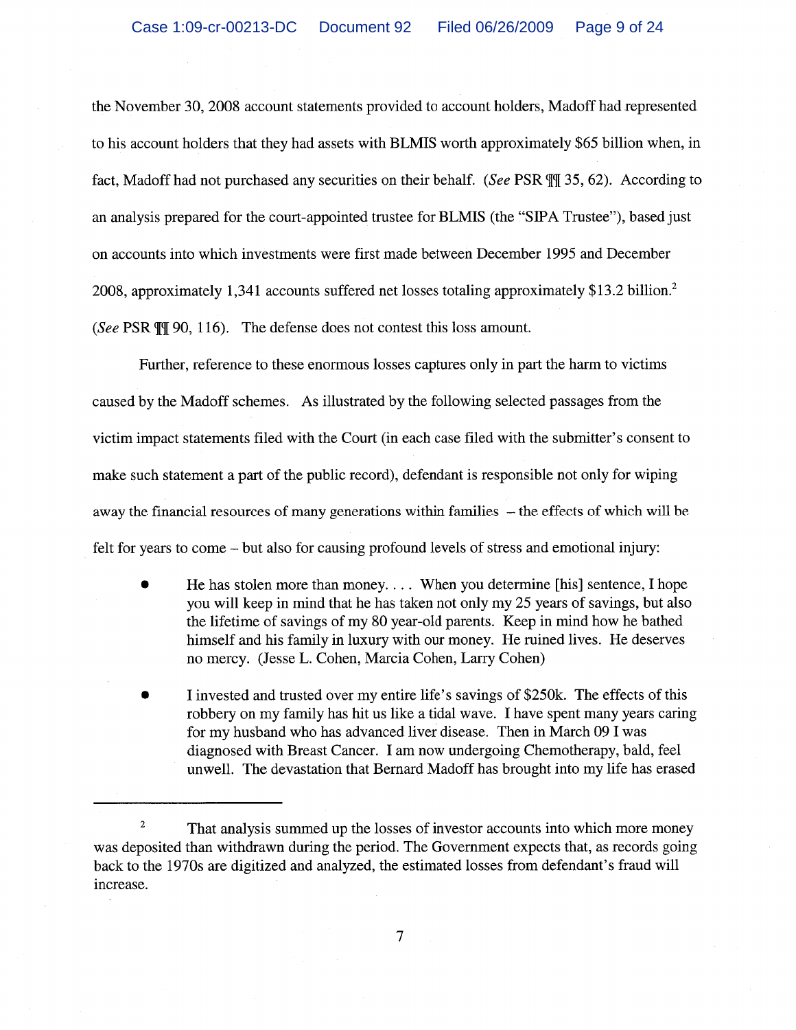the November 30, 2008 account statements provided to account holders, Madoff had represented to his account holders that they had assets with BLMIS worth approximately $65 billion when, in fact, Madoff had not purchased any securities on their behalf. (*See* PSR ¶¶ 35, 62). According to an analysis prepared for the court-appointed trustee for BLMIS (the "SIPA Trustee"), based just on accounts into which investments were first made between December 1995 and December 2008, approximately 1,341 accounts suffered net losses totaling approximately $13.2 billion.[2] (*See* PSR ¶¶ 90, 116). The defense does not contest this loss amount.

Further, reference to these enormous losses captures only in part the harm to victims caused by the Madoff schemes. As illustrated by the following selected passages from the victim impact statements filed with the Court (in each case filed with the submitter's consent to make such statement a part of the public record), defendant is responsible not only for wiping away the financial resources of many generations within families – the effects of which will be felt for years to come – but also for causing profound levels of stress and emotional injury:

- He has stolen more than money. . . . When you determine [his] sentence, I hope you will keep in mind that he has taken not only my 25 years of savings, but also the lifetime of savings of my 80 year-old parents. Keep in mind how he bathed himself and his family in luxury with our money. He ruined lives. He deserves no mercy. (Jesse L. Cohen, Marcia Cohen, Larry Cohen)

- I invested and trusted over my entire life's savings of $250k. The effects of this robbery on my family has hit us like a tidal wave. I have spent many years caring for my husband who has advanced liver disease. Then in March 09 I was diagnosed with Breast Cancer. I am now undergoing Chemotherapy, bald, feel unwell. The devastation that Bernard Madoff has brought into my life has erased

[2] That analysis summed up the losses of investor accounts into which more money was deposited than withdrawn during the period. The Government expects that, as records going back to the 1970s are digitized and analyzed, the estimated losses from defendant's fraud will increase.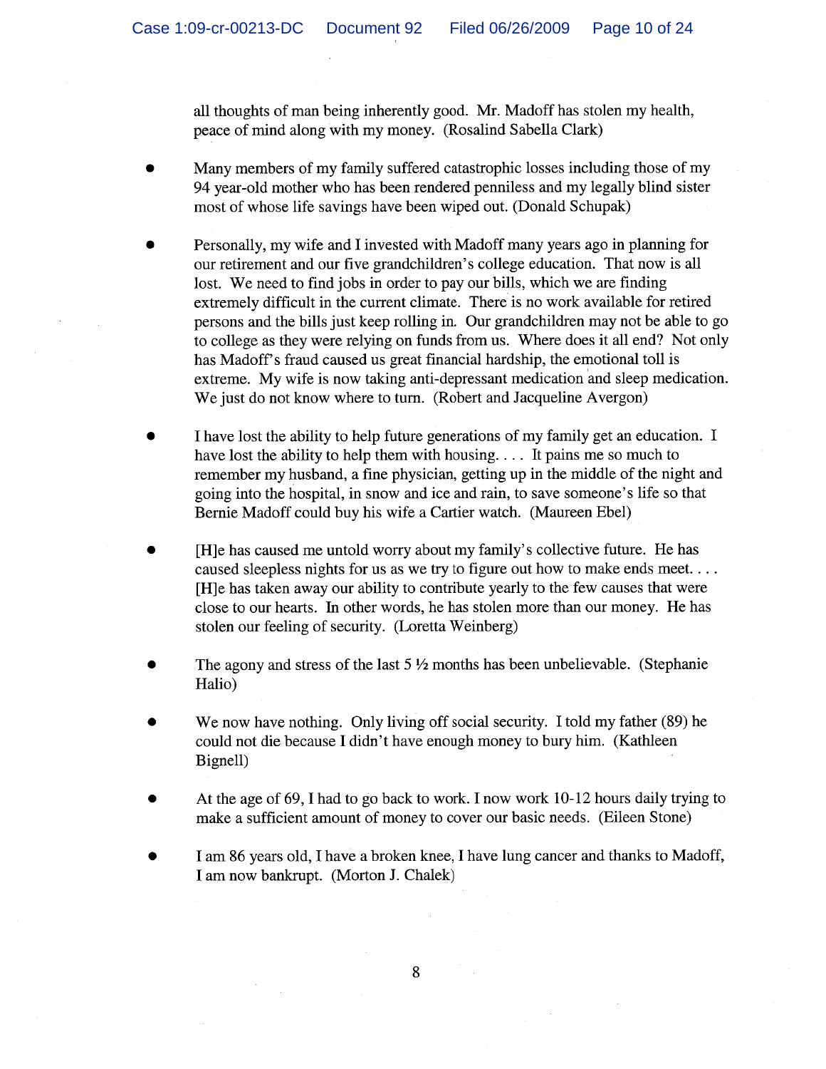all thoughts of man being inherently good. Mr. Madoff has stolen my health, peace of mind along with my money. (Rosalind Sabella Clark)

- Many members of my family suffered catastrophic losses including those of my 94 year-old mother who has been rendered penniless and my legally blind sister most of whose life savings have been wiped out. (Donald Schupak)

- Personally, my wife and I invested with Madoff many years ago in planning for our retirement and our five grandchildren's college education. That now is all lost. We need to find jobs in order to pay our bills, which we are finding extremely difficult in the current climate. There is no work available for retired persons and the bills just keep rolling in. Our grandchildren may not be able to go to college as they were relying on funds from us. Where does it all end? Not only has Madoff's fraud caused us great financial hardship, the emotional toll is extreme. My wife is now taking anti-depressant medication and sleep medication. We just do not know where to turn. (Robert and Jacqueline Avergon)

- I have lost the ability to help future generations of my family get an education. I have lost the ability to help them with housing. . . . It pains me so much to remember my husband, a fine physician, getting up in the middle of the night and going into the hospital, in snow and ice and rain, to save someone's life so that Bernie Madoff could buy his wife a Cartier watch. (Maureen Ebel)

- [H]e has caused me untold worry about my family's collective future. He has caused sleepless nights for us as we try to figure out how to make ends meet. . . . [H]e has taken away our ability to contribute yearly to the few causes that were close to our hearts. In other words, he has stolen more than our money. He has stolen our feeling of security. (Loretta Weinberg)

- The agony and stress of the last 5 ½ months has been unbelievable. (Stephanie Halio)

- We now have nothing. Only living off social security. I told my father (89) he could not die because I didn't have enough money to bury him. (Kathleen Bignell)

- At the age of 69, I had to go back to work. I now work 10-12 hours daily trying to make a sufficient amount of money to cover our basic needs. (Eileen Stone)

- I am 86 years old, I have a broken knee, I have lung cancer and thanks to Madoff, I am now bankrupt. (Morton J. Chalek)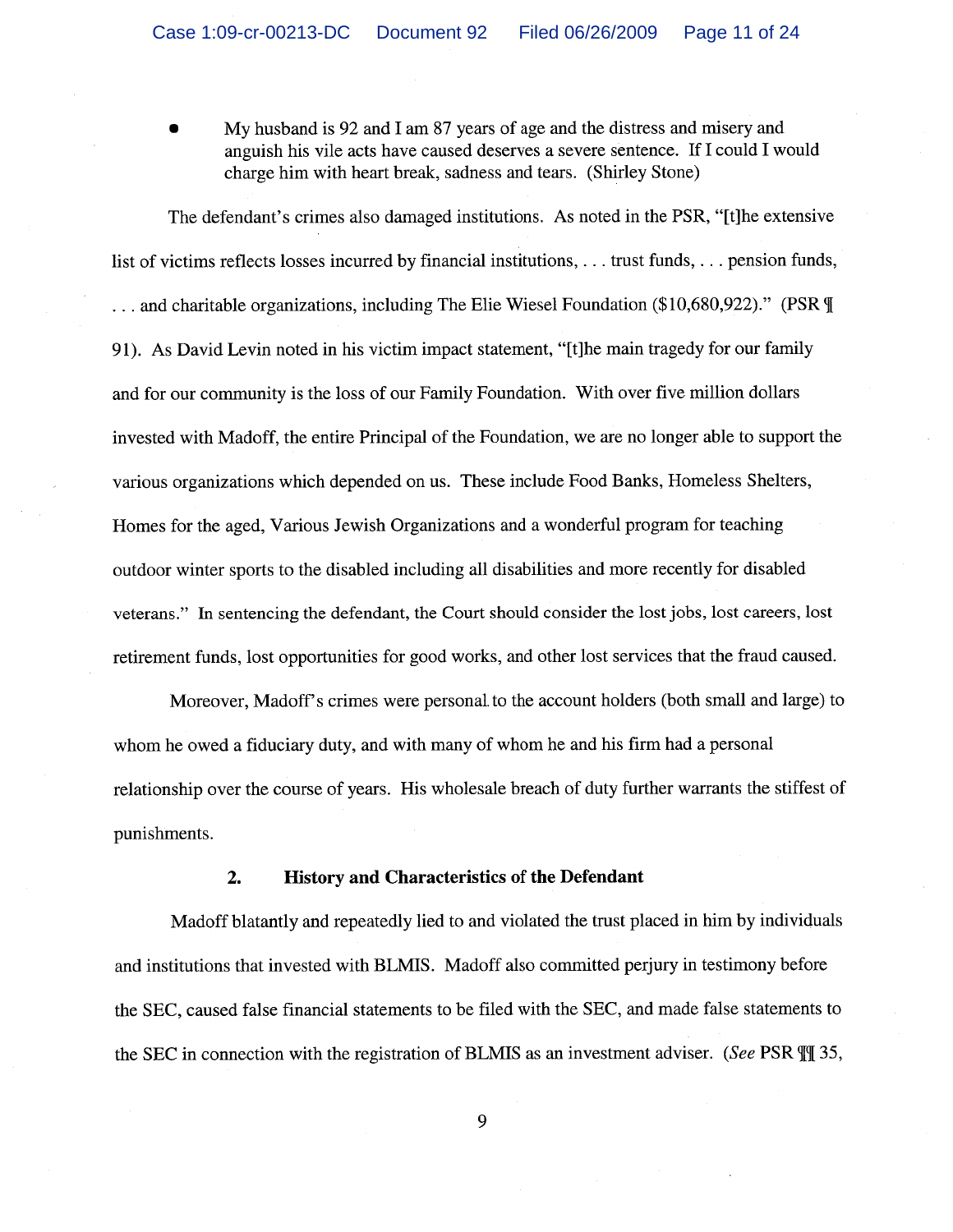- My husband is 92 and I am 87 years of age and the distress and misery and anguish his vile acts have caused deserves a severe sentence. If I could I would charge him with heart break, sadness and tears. (Shirley Stone)

The defendant's crimes also damaged institutions. As noted in the PSR, "[t]he extensive list of victims reflects losses incurred by financial institutions, . . . trust funds, . . . pension funds, . . . and charitable organizations, including The Elie Wiesel Foundation ($10,680,922)." (PSR ¶ 91). As David Levin noted in his victim impact statement, "[t]he main tragedy for our family and for our community is the loss of our Family Foundation. With over five million dollars invested with Madoff, the entire Principal of the Foundation, we are no longer able to support the various organizations which depended on us. These include Food Banks, Homeless Shelters, Homes for the aged, Various Jewish Organizations and a wonderful program for teaching outdoor winter sports to the disabled including all disabilities and more recently for disabled veterans." In sentencing the defendant, the Court should consider the lost jobs, lost careers, lost retirement funds, lost opportunities for good works, and other lost services that the fraud caused.

Moreover, Madoff's crimes were personal to the account holders (both small and large) to whom he owed a fiduciary duty, and with many of whom he and his firm had a personal relationship over the course of years. His wholesale breach of duty further warrants the stiffest of punishments.

### 2. History and Characteristics of the Defendant

Madoff blatantly and repeatedly lied to and violated the trust placed in him by individuals and institutions that invested with BLMIS. Madoff also committed perjury in testimony before the SEC, caused false financial statements to be filed with the SEC, and made false statements to the SEC in connection with the registration of BLMIS as an investment adviser. (*See* PSR ¶¶ 35,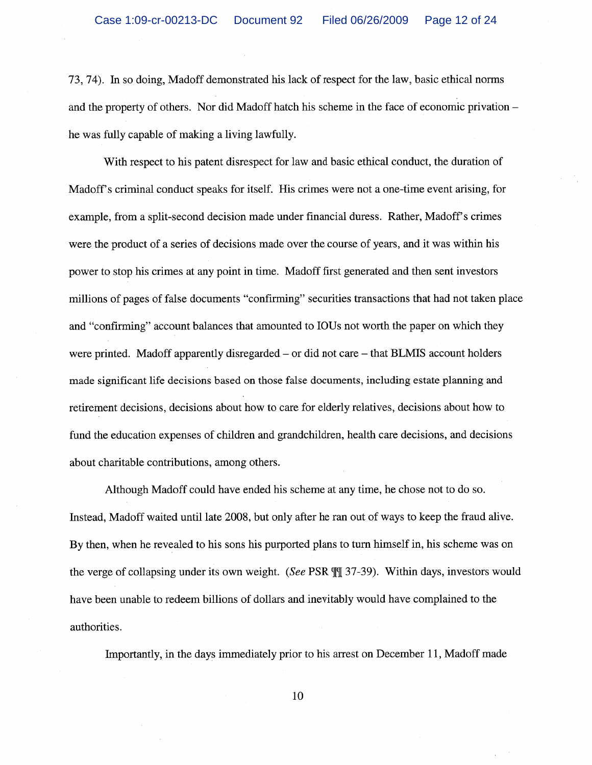73, 74). In so doing, Madoff demonstrated his lack of respect for the law, basic ethical norms and the property of others. Nor did Madoff hatch his scheme in the face of economic privation – he was fully capable of making a living lawfully.

With respect to his patent disrespect for law and basic ethical conduct, the duration of Madoff's criminal conduct speaks for itself. His crimes were not a one-time event arising, for example, from a split-second decision made under financial duress. Rather, Madoff's crimes were the product of a series of decisions made over the course of years, and it was within his power to stop his crimes at any point in time. Madoff first generated and then sent investors millions of pages of false documents "confirming" securities transactions that had not taken place and "confirming" account balances that amounted to IOUs not worth the paper on which they were printed. Madoff apparently disregarded – or did not care – that BLMIS account holders made significant life decisions based on those false documents, including estate planning and retirement decisions, decisions about how to care for elderly relatives, decisions about how to fund the education expenses of children and grandchildren, health care decisions, and decisions about charitable contributions, among others.

Although Madoff could have ended his scheme at any time, he chose not to do so. Instead, Madoff waited until late 2008, but only after he ran out of ways to keep the fraud alive. By then, when he revealed to his sons his purported plans to turn himself in, his scheme was on the verge of collapsing under its own weight. (*See* PSR ¶¶ 37-39). Within days, investors would have been unable to redeem billions of dollars and inevitably would have complained to the authorities.

Importantly, in the days immediately prior to his arrest on December 11, Madoff made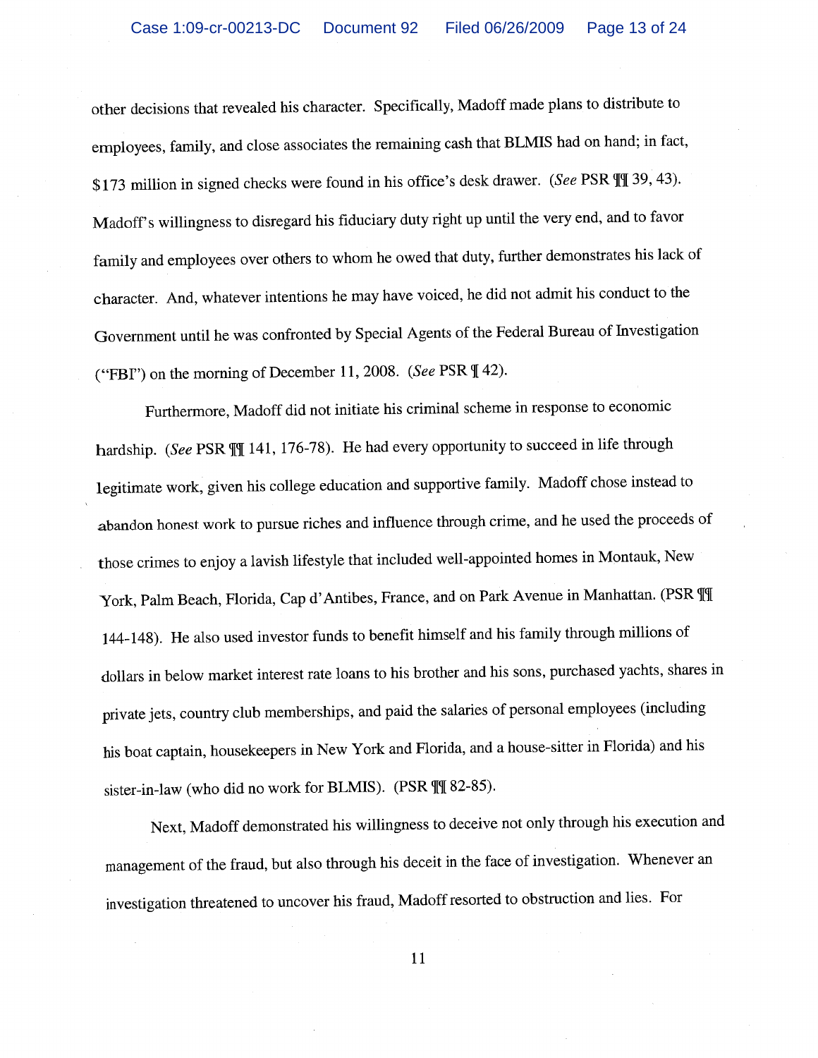other decisions that revealed his character. Specifically, Madoff made plans to distribute to employees, family, and close associates the remaining cash that BLMIS had on hand; in fact, $173 million in signed checks were found in his office's desk drawer. (*See* PSR ¶¶ 39, 43). Madoff's willingness to disregard his fiduciary duty right up until the very end, and to favor family and employees over others to whom he owed that duty, further demonstrates his lack of character. And, whatever intentions he may have voiced, he did not admit his conduct to the Government until he was confronted by Special Agents of the Federal Bureau of Investigation ("FBI") on the morning of December 11, 2008. (*See* PSR ¶ 42).

Furthermore, Madoff did not initiate his criminal scheme in response to economic hardship. (*See* PSR ¶¶ 141, 176-78). He had every opportunity to succeed in life through legitimate work, given his college education and supportive family. Madoff chose instead to abandon honest work to pursue riches and influence through crime, and he used the proceeds of those crimes to enjoy a lavish lifestyle that included well-appointed homes in Montauk, New York, Palm Beach, Florida, Cap d'Antibes, France, and on Park Avenue in Manhattan. (PSR ¶¶ 144-148). He also used investor funds to benefit himself and his family through millions of dollars in below market interest rate loans to his brother and his sons, purchased yachts, shares in private jets, country club memberships, and paid the salaries of personal employees (including his boat captain, housekeepers in New York and Florida, and a house-sitter in Florida) and his sister-in-law (who did no work for BLMIS). (PSR ¶¶ 82-85).

Next, Madoff demonstrated his willingness to deceive not only through his execution and management of the fraud, but also through his deceit in the face of investigation. Whenever an investigation threatened to uncover his fraud, Madoff resorted to obstruction and lies. For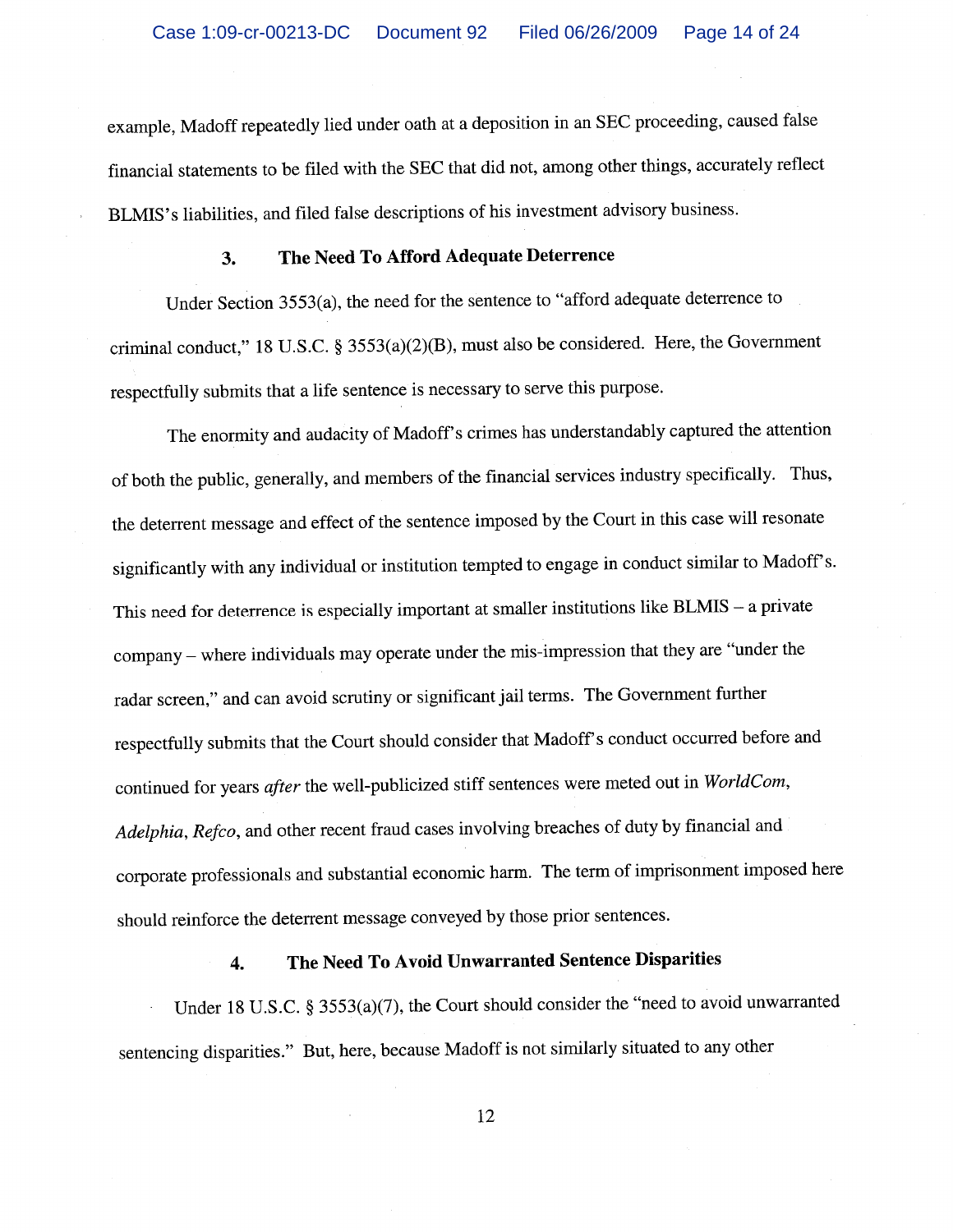example, Madoff repeatedly lied under oath at a deposition in an SEC proceeding, caused false financial statements to be filed with the SEC that did not, among other things, accurately reflect BLMIS's liabilities, and filed false descriptions of his investment advisory business.

### 3. The Need To Afford Adequate Deterrence

Under Section 3553(a), the need for the sentence to "afford adequate deterrence to criminal conduct," 18 U.S.C. § 3553(a)(2)(B), must also be considered. Here, the Government respectfully submits that a life sentence is necessary to serve this purpose.

The enormity and audacity of Madoff's crimes has understandably captured the attention of both the public, generally, and members of the financial services industry specifically. Thus, the deterrent message and effect of the sentence imposed by the Court in this case will resonate significantly with any individual or institution tempted to engage in conduct similar to Madoff's. This need for deterrence is especially important at smaller institutions like BLMIS – a private company – where individuals may operate under the mis-impression that they are "under the radar screen," and can avoid scrutiny or significant jail terms. The Government further respectfully submits that the Court should consider that Madoff's conduct occurred before and continued for years *after* the well-publicized stiff sentences were meted out in *WorldCom*, *Adelphia*, *Refco*, and other recent fraud cases involving breaches of duty by financial and corporate professionals and substantial economic harm. The term of imprisonment imposed here should reinforce the deterrent message conveyed by those prior sentences.

### 4. The Need To Avoid Unwarranted Sentence Disparities

Under 18 U.S.C. § 3553(a)(7), the Court should consider the "need to avoid unwarranted sentencing disparities." But, here, because Madoff is not similarly situated to any other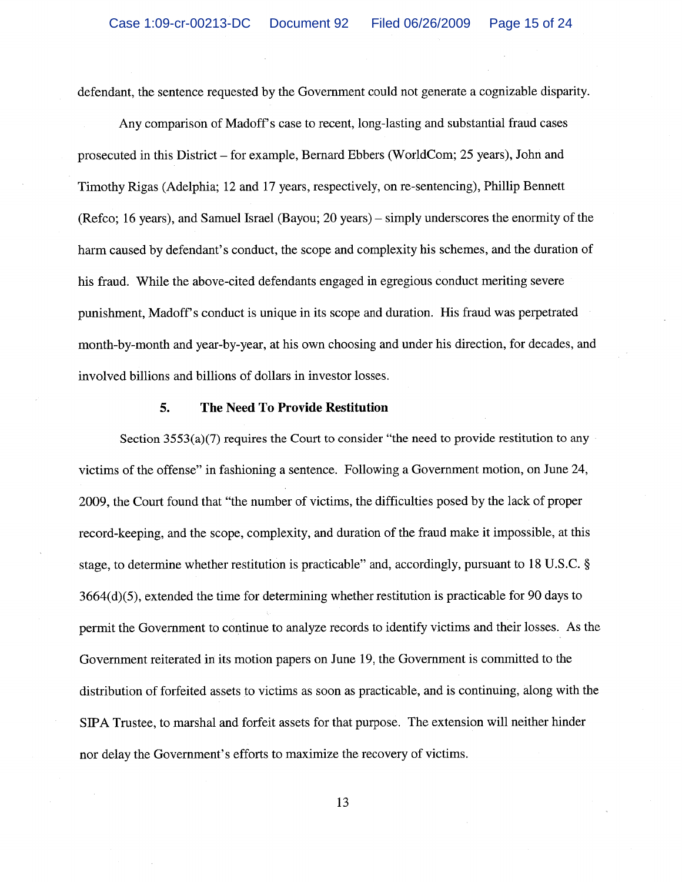defendant, the sentence requested by the Government could not generate a cognizable disparity.

Any comparison of Madoff's case to recent, long-lasting and substantial fraud cases prosecuted in this District – for example, Bernard Ebbers (WorldCom; 25 years), John and Timothy Rigas (Adelphia; 12 and 17 years, respectively, on re-sentencing), Phillip Bennett (Refco; 16 years), and Samuel Israel (Bayou; 20 years) – simply underscores the enormity of the harm caused by defendant's conduct, the scope and complexity his schemes, and the duration of his fraud. While the above-cited defendants engaged in egregious conduct meriting severe punishment, Madoff's conduct is unique in its scope and duration. His fraud was perpetrated month-by-month and year-by-year, at his own choosing and under his direction, for decades, and involved billions and billions of dollars in investor losses.

### 5. The Need To Provide Restitution

Section 3553(a)(7) requires the Court to consider "the need to provide restitution to any victims of the offense" in fashioning a sentence. Following a Government motion, on June 24, 2009, the Court found that "the number of victims, the difficulties posed by the lack of proper record-keeping, and the scope, complexity, and duration of the fraud make it impossible, at this stage, to determine whether restitution is practicable" and, accordingly, pursuant to 18 U.S.C. § 3664(d)(5), extended the time for determining whether restitution is practicable for 90 days to permit the Government to continue to analyze records to identify victims and their losses. As the Government reiterated in its motion papers on June 19, the Government is committed to the distribution of forfeited assets to victims as soon as practicable, and is continuing, along with the SIPA Trustee, to marshal and forfeit assets for that purpose. The extension will neither hinder nor delay the Government's efforts to maximize the recovery of victims.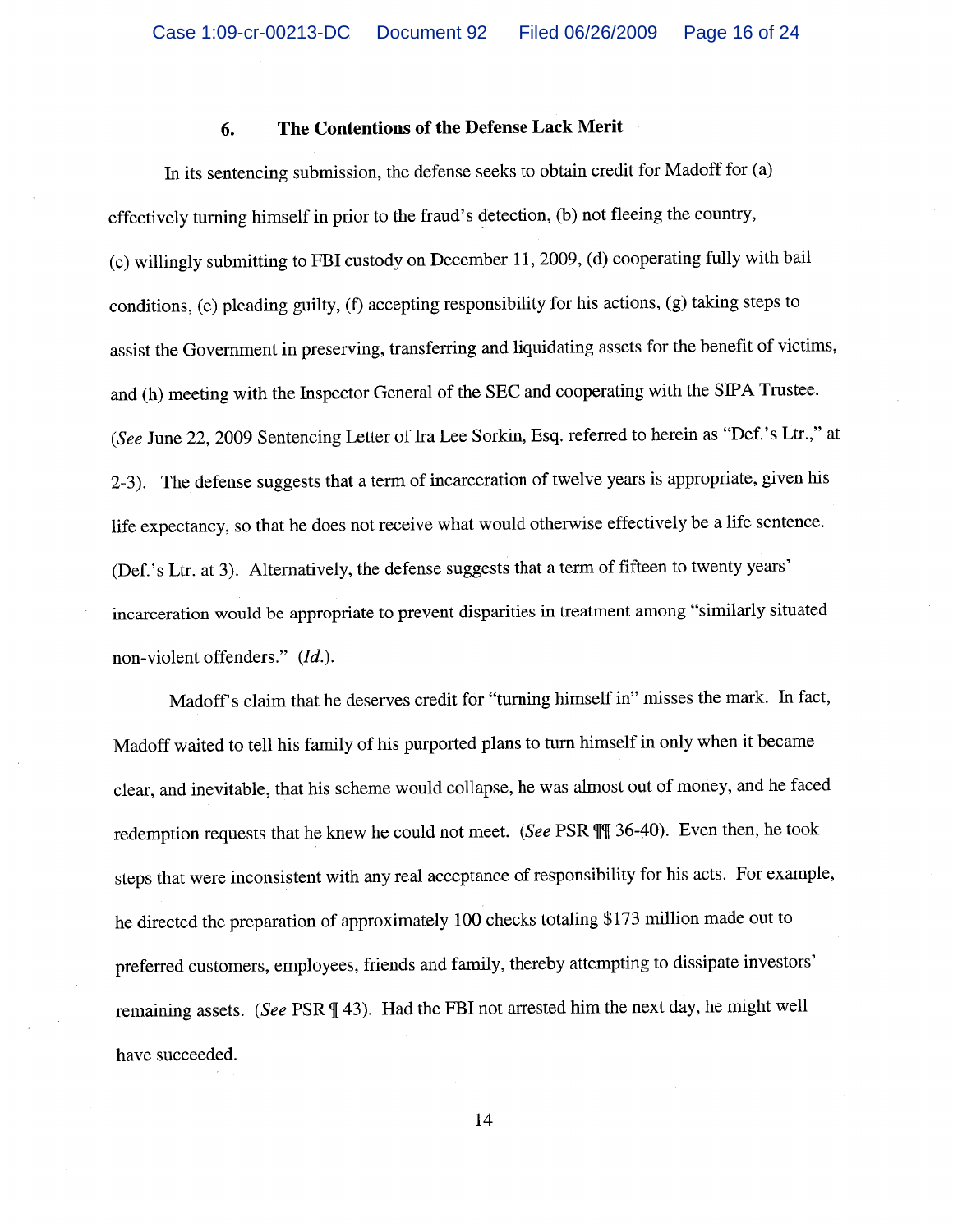### 6. The Contentions of the Defense Lack Merit

In its sentencing submission, the defense seeks to obtain credit for Madoff for (a) effectively turning himself in prior to the fraud's detection, (b) not fleeing the country, (c) willingly submitting to FBI custody on December 11, 2009, (d) cooperating fully with bail conditions, (e) pleading guilty, (f) accepting responsibility for his actions, (g) taking steps to assist the Government in preserving, transferring and liquidating assets for the benefit of victims, and (h) meeting with the Inspector General of the SEC and cooperating with the SIPA Trustee. (*See* June 22, 2009 Sentencing Letter of Ira Lee Sorkin, Esq. referred to herein as "Def.'s Ltr.," at 2-3). The defense suggests that a term of incarceration of twelve years is appropriate, given his life expectancy, so that he does not receive what would otherwise effectively be a life sentence. (Def.'s Ltr. at 3). Alternatively, the defense suggests that a term of fifteen to twenty years' incarceration would be appropriate to prevent disparities in treatment among "similarly situated non-violent offenders." (*Id.*).

Madoff's claim that he deserves credit for "turning himself in" misses the mark. In fact, Madoff waited to tell his family of his purported plans to turn himself in only when it became clear, and inevitable, that his scheme would collapse, he was almost out of money, and he faced redemption requests that he knew he could not meet. (*See* PSR ¶¶ 36-40). Even then, he took steps that were inconsistent with any real acceptance of responsibility for his acts. For example, he directed the preparation of approximately 100 checks totaling $173 million made out to preferred customers, employees, friends and family, thereby attempting to dissipate investors' remaining assets. (*See* PSR ¶ 43). Had the FBI not arrested him the next day, he might well have succeeded.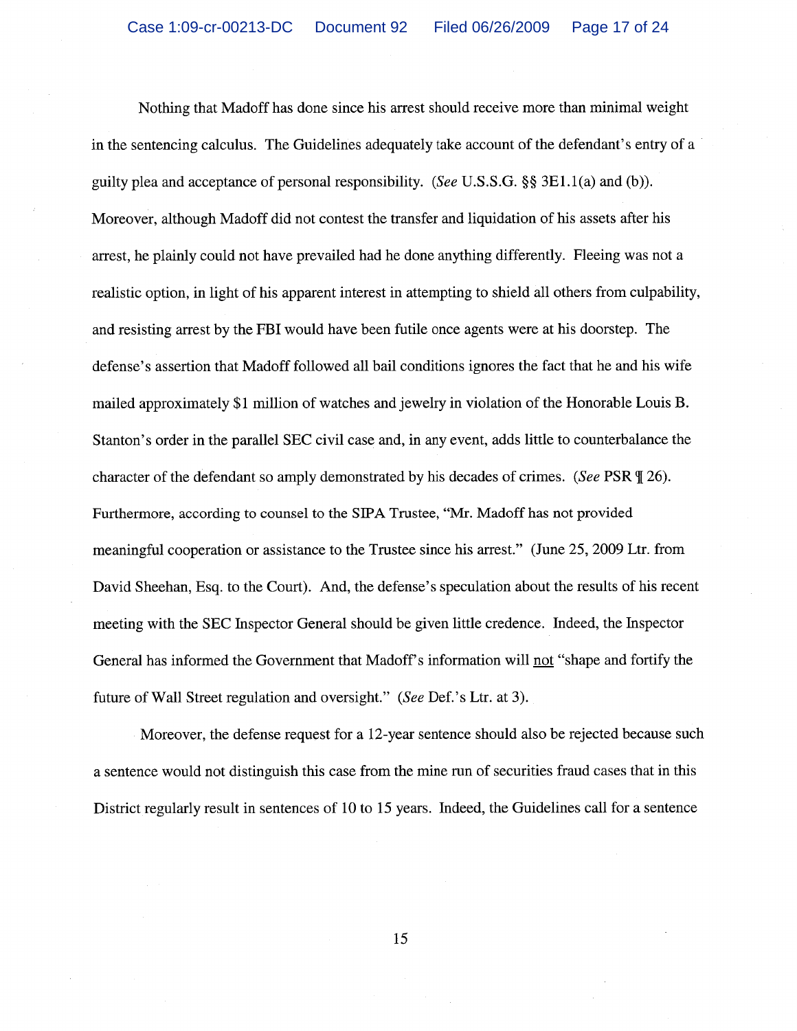Nothing that Madoff has done since his arrest should receive more than minimal weight in the sentencing calculus. The Guidelines adequately take account of the defendant's entry of a guilty plea and acceptance of personal responsibility. (*See* U.S.S.G. §§ 3E1.1(a) and (b)). Moreover, although Madoff did not contest the transfer and liquidation of his assets after his arrest, he plainly could not have prevailed had he done anything differently. Fleeing was not a realistic option, in light of his apparent interest in attempting to shield all others from culpability, and resisting arrest by the FBI would have been futile once agents were at his doorstep. The defense's assertion that Madoff followed all bail conditions ignores the fact that he and his wife mailed approximately $1 million of watches and jewelry in violation of the Honorable Louis B. Stanton's order in the parallel SEC civil case and, in any event, adds little to counterbalance the character of the defendant so amply demonstrated by his decades of crimes. (*See* PSR ¶ 26). Furthermore, according to counsel to the SIPA Trustee, "Mr. Madoff has not provided meaningful cooperation or assistance to the Trustee since his arrest." (June 25, 2009 Ltr. from David Sheehan, Esq. to the Court). And, the defense's speculation about the results of his recent meeting with the SEC Inspector General should be given little credence. Indeed, the Inspector General has informed the Government that Madoff's information will <u>not</u> "shape and fortify the future of Wall Street regulation and oversight." (*See* Def.'s Ltr. at 3).

Moreover, the defense request for a 12-year sentence should also be rejected because such a sentence would not distinguish this case from the mine run of securities fraud cases that in this District regularly result in sentences of 10 to 15 years. Indeed, the Guidelines call for a sentence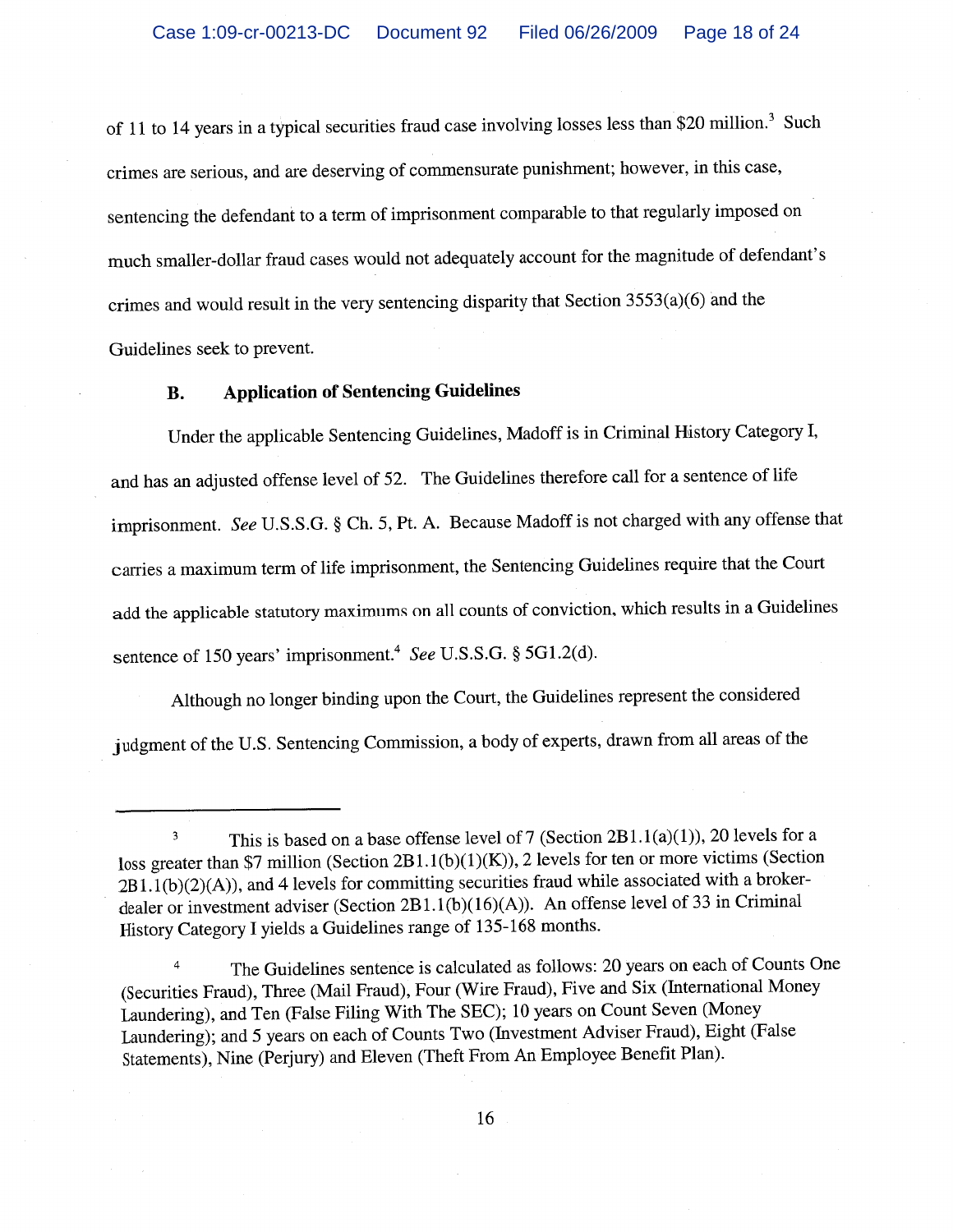of 11 to 14 years in a typical securities fraud case involving losses less than $20 million.[3] Such crimes are serious, and are deserving of commensurate punishment; however, in this case, sentencing the defendant to a term of imprisonment comparable to that regularly imposed on much smaller-dollar fraud cases would not adequately account for the magnitude of defendant's crimes and would result in the very sentencing disparity that Section 3553(a)(6) and the Guidelines seek to prevent.

### B. Application of Sentencing Guidelines

Under the applicable Sentencing Guidelines, Madoff is in Criminal History Category I, and has an adjusted offense level of 52. The Guidelines therefore call for a sentence of life imprisonment. *See* U.S.S.G. § Ch. 5, Pt. A. Because Madoff is not charged with any offense that carries a maximum term of life imprisonment, the Sentencing Guidelines require that the Court add the applicable statutory maximums on all counts of conviction, which results in a Guidelines sentence of 150 years' imprisonment.[4] *See* U.S.S.G. § 5G1.2(d).

Although no longer binding upon the Court, the Guidelines represent the considered judgment of the U.S. Sentencing Commission, a body of experts, drawn from all areas of the

---

[3] This is based on a base offense level of 7 (Section 2B1.1(a)(1)), 20 levels for a loss greater than $7 million (Section 2B1.1(b)(1)(K)), 2 levels for ten or more victims (Section 2B1.1(b)(2)(A)), and 4 levels for committing securities fraud while associated with a broker-dealer or investment adviser (Section 2B1.1(b)(16)(A)). An offense level of 33 in Criminal History Category I yields a Guidelines range of 135-168 months.

[4] The Guidelines sentence is calculated as follows: 20 years on each of Counts One (Securities Fraud), Three (Mail Fraud), Four (Wire Fraud), Five and Six (International Money Laundering), and Ten (False Filing With The SEC); 10 years on Count Seven (Money Laundering); and 5 years on each of Counts Two (Investment Adviser Fraud), Eight (False Statements), Nine (Perjury) and Eleven (Theft From An Employee Benefit Plan).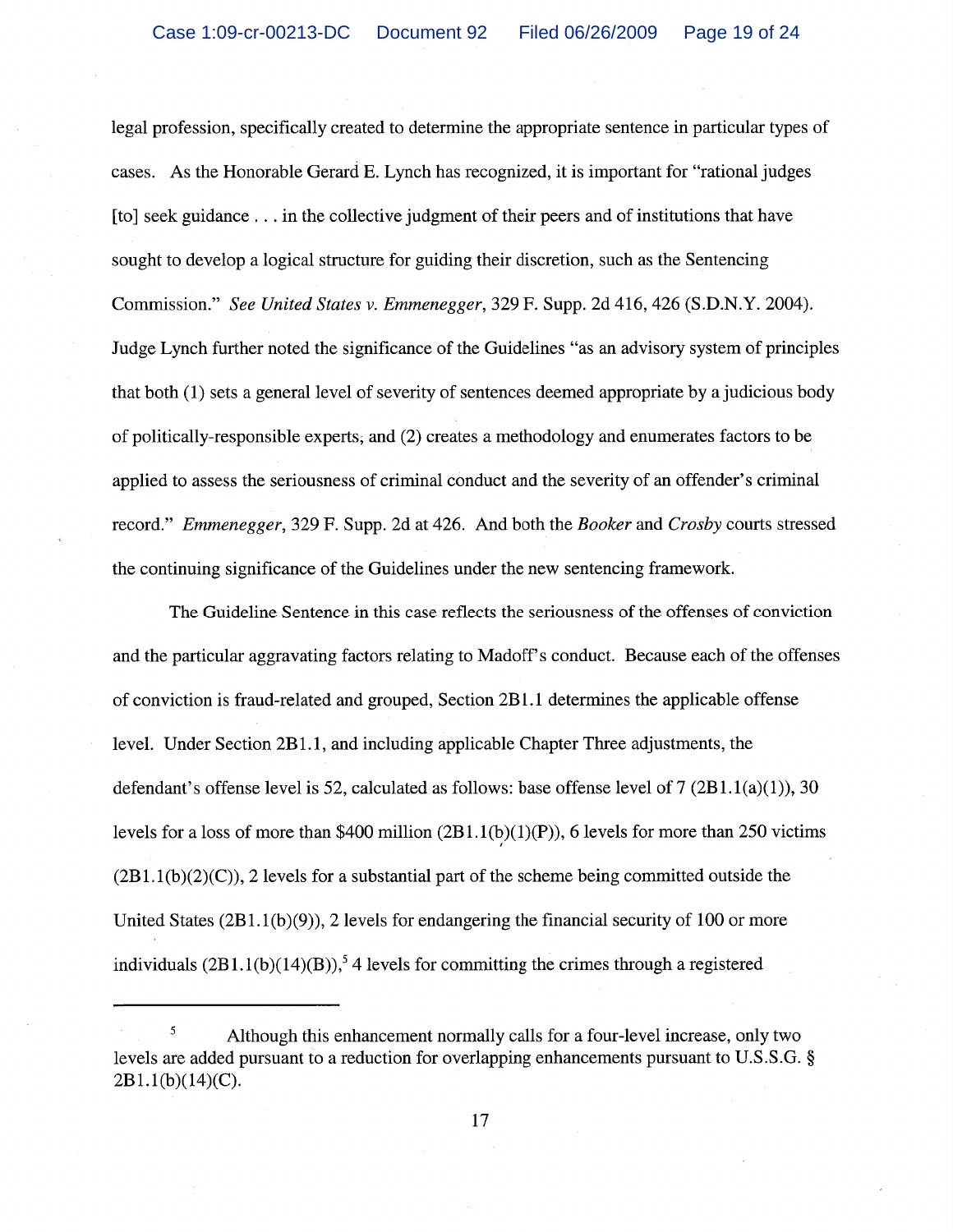legal profession, specifically created to determine the appropriate sentence in particular types of cases. As the Honorable Gerard E. Lynch has recognized, it is important for "rational judges [to] seek guidance . . . in the collective judgment of their peers and of institutions that have sought to develop a logical structure for guiding their discretion, such as the Sentencing Commission." *See United States v. Emmenegger*, 329 F. Supp. 2d 416, 426 (S.D.N.Y. 2004). Judge Lynch further noted the significance of the Guidelines "as an advisory system of principles that both (1) sets a general level of severity of sentences deemed appropriate by a judicious body of politically-responsible experts, and (2) creates a methodology and enumerates factors to be applied to assess the seriousness of criminal conduct and the severity of an offender's criminal record." *Emmenegger*, 329 F. Supp. 2d at 426. And both the *Booker* and *Crosby* courts stressed the continuing significance of the Guidelines under the new sentencing framework.

The Guideline Sentence in this case reflects the seriousness of the offenses of conviction and the particular aggravating factors relating to Madoff's conduct. Because each of the offenses of conviction is fraud-related and grouped, Section 2B1.1 determines the applicable offense level. Under Section 2B1.1, and including applicable Chapter Three adjustments, the defendant's offense level is 52, calculated as follows: base offense level of 7 (2B1.1(a)(1)), 30 levels for a loss of more than $400 million (2B1.1(b)(1)(P)), 6 levels for more than 250 victims (2B1.1(b)(2)(C)), 2 levels for a substantial part of the scheme being committed outside the United States (2B1.1(b)(9)), 2 levels for endangering the financial security of 100 or more individuals (2B1.1(b)(14)(B)),[5] 4 levels for committing the crimes through a registered

---

[5] Although this enhancement normally calls for a four-level increase, only two levels are added pursuant to a reduction for overlapping enhancements pursuant to U.S.S.G. § 2B1.1(b)(14)(C).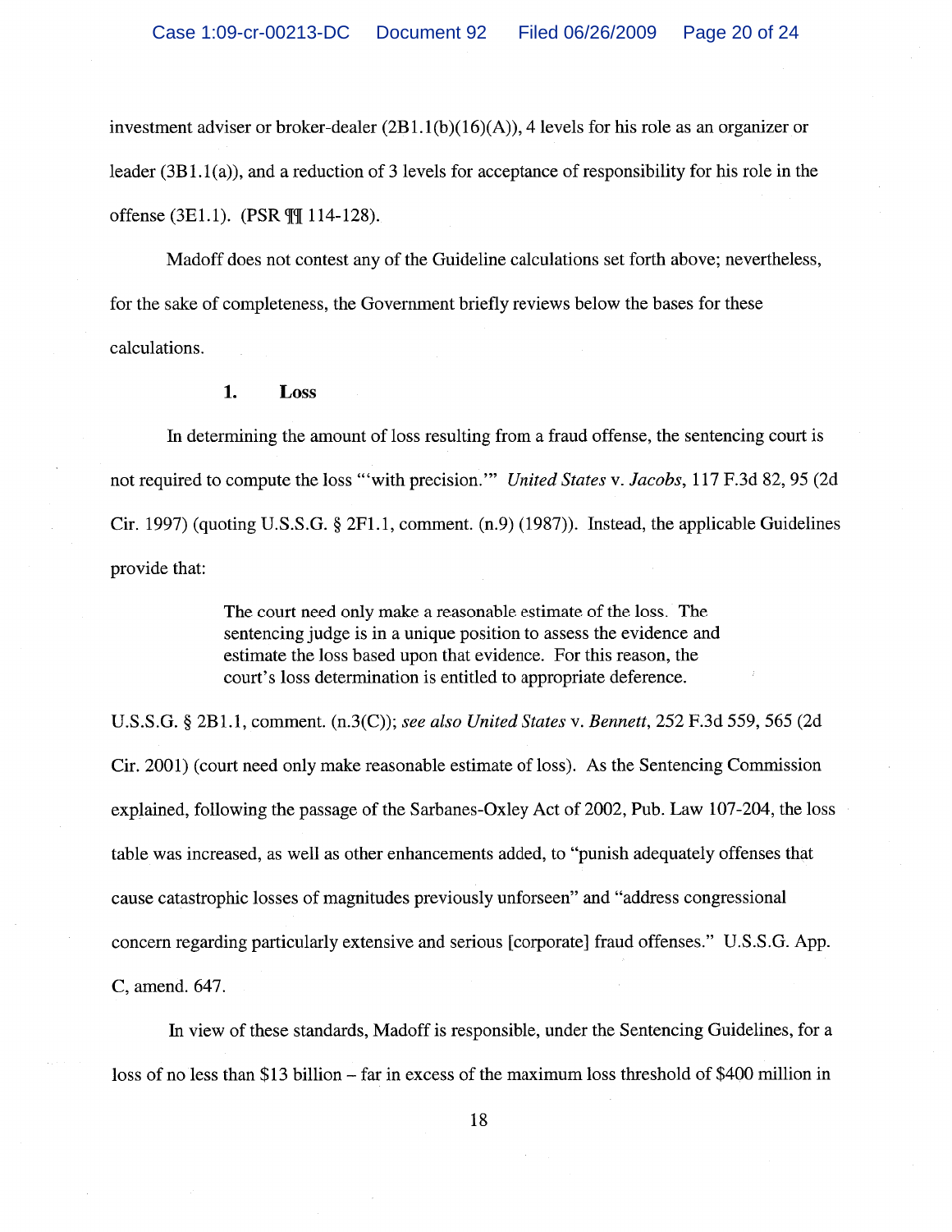investment adviser or broker-dealer (2B1.1(b)(16)(A)), 4 levels for his role as an organizer or leader (3B1.1(a)), and a reduction of 3 levels for acceptance of responsibility for his role in the offense (3E1.1). (PSR ¶¶ 114-128).

Madoff does not contest any of the Guideline calculations set forth above; nevertheless, for the sake of completeness, the Government briefly reviews below the bases for these calculations.

### 1. Loss

In determining the amount of loss resulting from a fraud offense, the sentencing court is not required to compute the loss "'with precision.'" *United States* v. *Jacobs*, 117 F.3d 82, 95 (2d Cir. 1997) (quoting U.S.S.G. § 2F1.1, comment. (n.9) (1987)). Instead, the applicable Guidelines provide that:

> The court need only make a reasonable estimate of the loss. The sentencing judge is in a unique position to assess the evidence and estimate the loss based upon that evidence. For this reason, the court's loss determination is entitled to appropriate deference.

U.S.S.G. § 2B1.1, comment. (n.3(C)); *see also United States* v. *Bennett*, 252 F.3d 559, 565 (2d Cir. 2001) (court need only make reasonable estimate of loss). As the Sentencing Commission explained, following the passage of the Sarbanes-Oxley Act of 2002, Pub. Law 107-204, the loss table was increased, as well as other enhancements added, to "punish adequately offenses that cause catastrophic losses of magnitudes previously unforseen" and "address congressional concern regarding particularly extensive and serious [corporate] fraud offenses." U.S.S.G. App. C, amend. 647.

In view of these standards, Madoff is responsible, under the Sentencing Guidelines, for a loss of no less than $13 billion – far in excess of the maximum loss threshold of $400 million in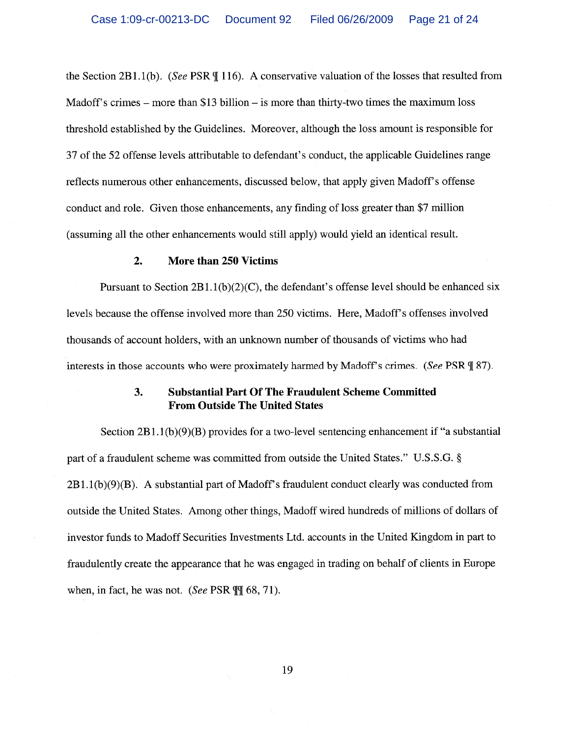the Section 2B1.1(b). (*See* PSR ¶ 116). A conservative valuation of the losses that resulted from Madoff's crimes – more than $13 billion – is more than thirty-two times the maximum loss threshold established by the Guidelines. Moreover, although the loss amount is responsible for 37 of the 52 offense levels attributable to defendant's conduct, the applicable Guidelines range reflects numerous other enhancements, discussed below, that apply given Madoff's offense conduct and role. Given those enhancements, any finding of loss greater than $7 million (assuming all the other enhancements would still apply) would yield an identical result.

### 2. More than 250 Victims

Pursuant to Section 2B1.1(b)(2)(C), the defendant's offense level should be enhanced six levels because the offense involved more than 250 victims. Here, Madoff's offenses involved thousands of account holders, with an unknown number of thousands of victims who had interests in those accounts who were proximately harmed by Madoff's crimes. (*See* PSR ¶ 87).

### 3. Substantial Part Of The Fraudulent Scheme Committed From Outside The United States

Section 2B1.1(b)(9)(B) provides for a two-level sentencing enhancement if "a substantial part of a fraudulent scheme was committed from outside the United States." U.S.S.G. § 2B1.1(b)(9)(B). A substantial part of Madoff's fraudulent conduct clearly was conducted from outside the United States. Among other things, Madoff wired hundreds of millions of dollars of investor funds to Madoff Securities Investments Ltd. accounts in the United Kingdom in part to fraudulently create the appearance that he was engaged in trading on behalf of clients in Europe when, in fact, he was not. (*See* PSR ¶¶ 68, 71).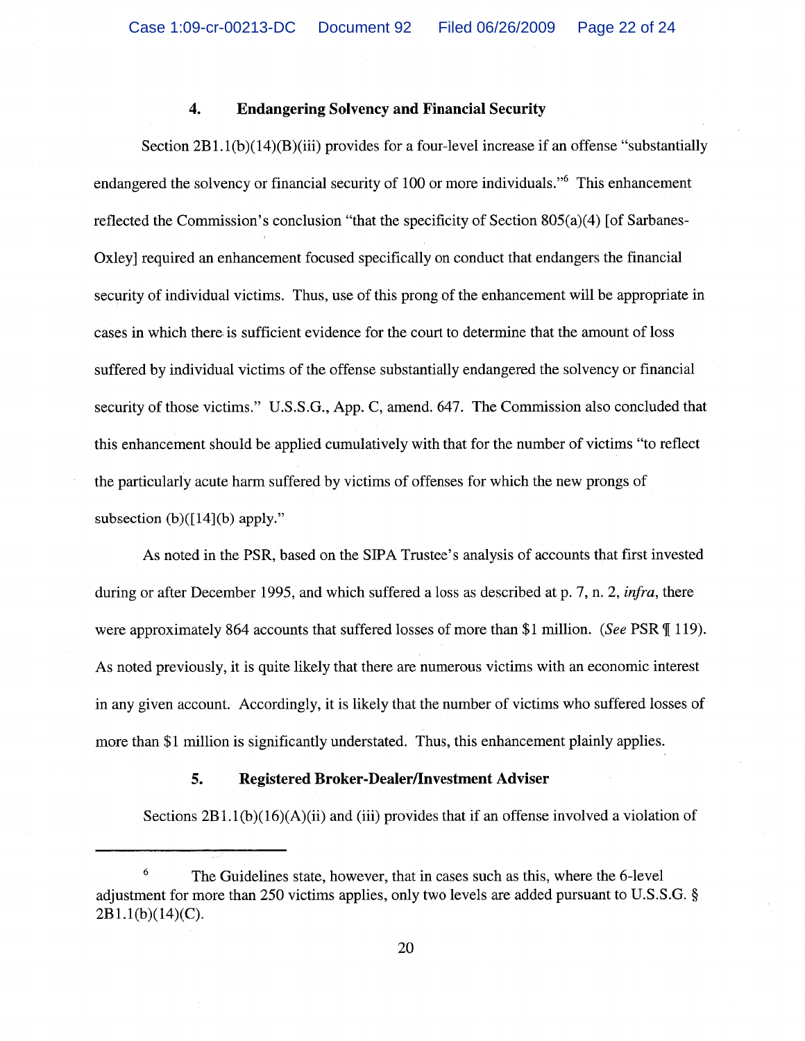#### 4. Endangering Solvency and Financial Security

Section 2B1.1(b)(14)(B)(iii) provides for a four-level increase if an offense "substantially endangered the solvency or financial security of 100 or more individuals."[6] This enhancement reflected the Commission's conclusion "that the specificity of Section 805(a)(4) [of Sarbanes-Oxley] required an enhancement focused specifically on conduct that endangers the financial security of individual victims. Thus, use of this prong of the enhancement will be appropriate in cases in which there is sufficient evidence for the court to determine that the amount of loss suffered by individual victims of the offense substantially endangered the solvency or financial security of those victims." U.S.S.G., App. C, amend. 647. The Commission also concluded that this enhancement should be applied cumulatively with that for the number of victims "to reflect the particularly acute harm suffered by victims of offenses for which the new prongs of subsection (b)([14](b) apply."

As noted in the PSR, based on the SIPA Trustee's analysis of accounts that first invested during or after December 1995, and which suffered a loss as described at p. 7, n. 2, *infra*, there were approximately 864 accounts that suffered losses of more than $1 million. (*See* PSR ¶ 119). As noted previously, it is quite likely that there are numerous victims with an economic interest in any given account. Accordingly, it is likely that the number of victims who suffered losses of more than $1 million is significantly understated. Thus, this enhancement plainly applies.

#### 5. Registered Broker-Dealer/Investment Adviser

Sections 2B1.1(b)(16)(A)(ii) and (iii) provides that if an offense involved a violation of

---

[6] The Guidelines state, however, that in cases such as this, where the 6-level adjustment for more than 250 victims applies, only two levels are added pursuant to U.S.S.G. § 2B1.1(b)(14)(C).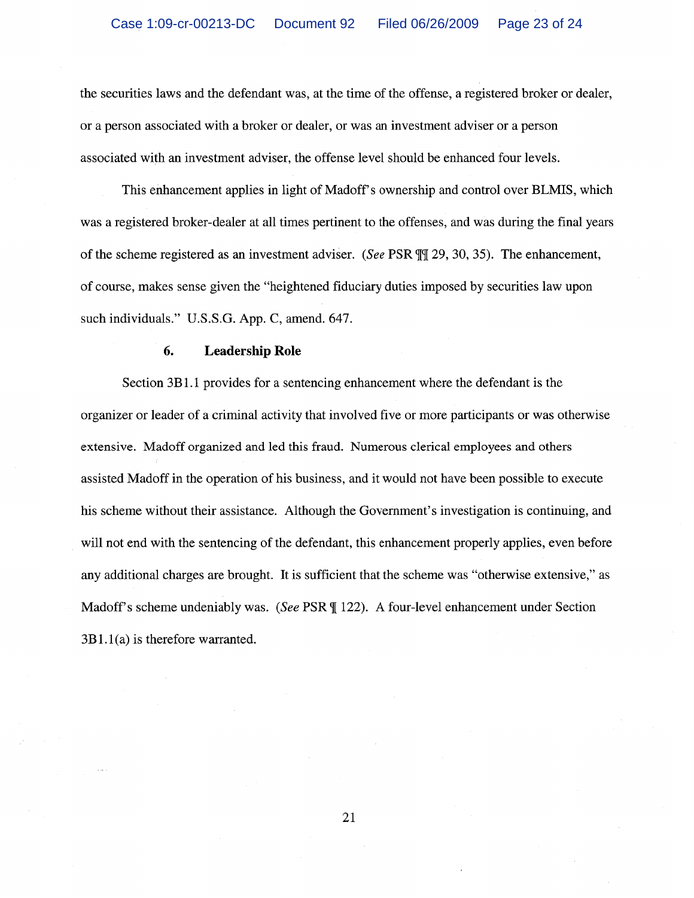the securities laws and the defendant was, at the time of the offense, a registered broker or dealer, or a person associated with a broker or dealer, or was an investment adviser or a person associated with an investment adviser, the offense level should be enhanced four levels.

This enhancement applies in light of Madoff's ownership and control over BLMIS, which was a registered broker-dealer at all times pertinent to the offenses, and was during the final years of the scheme registered as an investment adviser. (*See* PSR ¶¶ 29, 30, 35). The enhancement, of course, makes sense given the "heightened fiduciary duties imposed by securities law upon such individuals." U.S.S.G. App. C, amend. 647.

### 6. Leadership Role

Section 3B1.1 provides for a sentencing enhancement where the defendant is the organizer or leader of a criminal activity that involved five or more participants or was otherwise extensive. Madoff organized and led this fraud. Numerous clerical employees and others assisted Madoff in the operation of his business, and it would not have been possible to execute his scheme without their assistance. Although the Government's investigation is continuing, and will not end with the sentencing of the defendant, this enhancement properly applies, even before any additional charges are brought. It is sufficient that the scheme was "otherwise extensive," as Madoff's scheme undeniably was. (*See* PSR ¶ 122). A four-level enhancement under Section 3B1.1(a) is therefore warranted.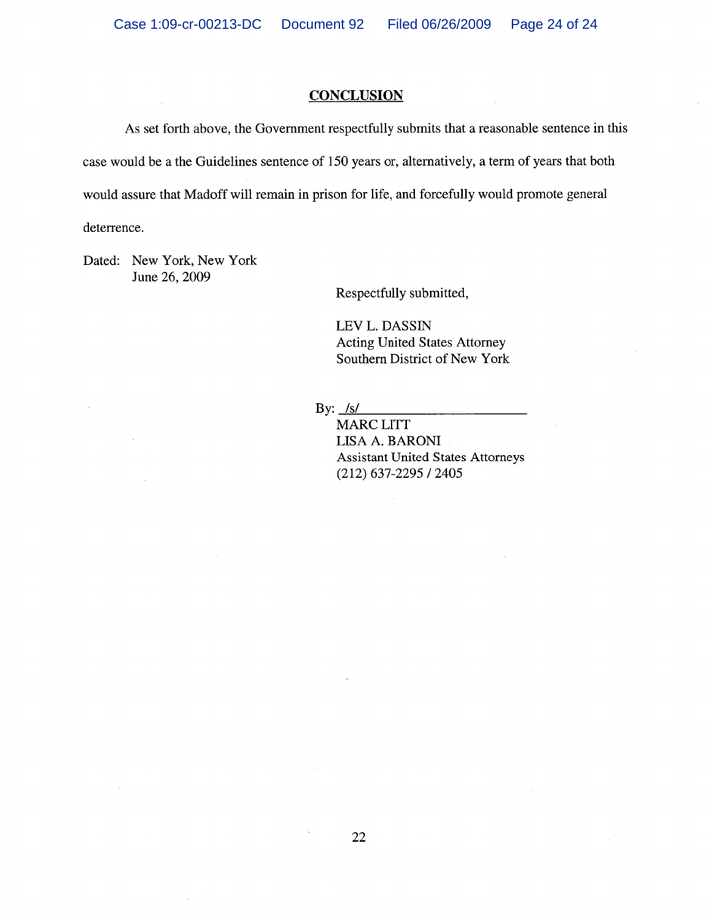## CONCLUSION

As set forth above, the Government respectfully submits that a reasonable sentence in this case would be a the Guidelines sentence of 150 years or, alternatively, a term of years that both would assure that Madoff will remain in prison for life, and forcefully would promote general deterrence.

Dated: New York, New York
June 26, 2009

Respectfully submitted,

LEV L. DASSIN
Acting United States Attorney
Southern District of New York

By: /s/

MARC LITT
LISA A. BARONI
Assistant United States Attorneys
(212) 637-2295 / 2405